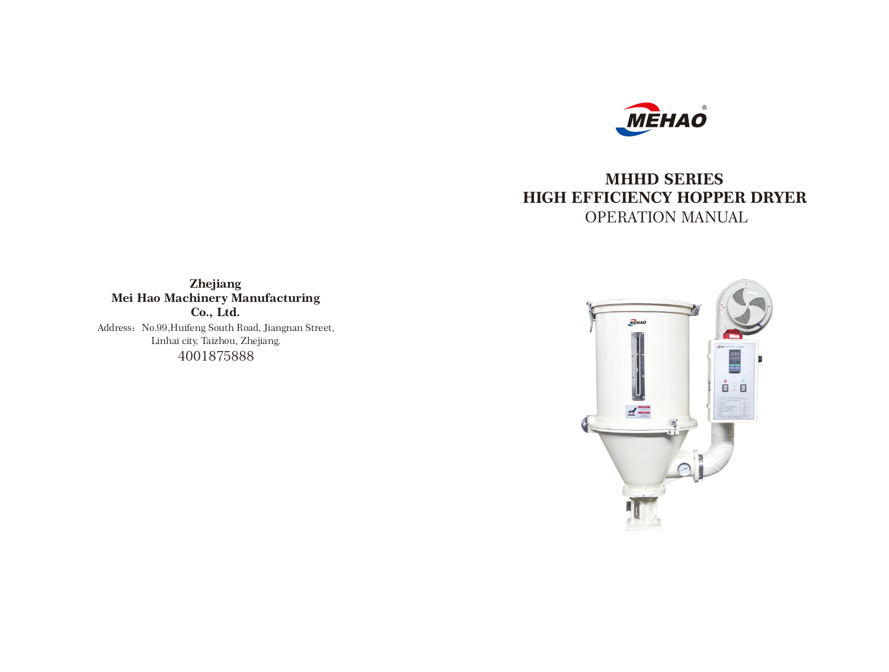**Zhejiang**
**Mei Hao Machinery Manufacturing**
**Co., Ltd.**

Address：No.99,Huifeng South Road, Jiangnan Street, Linhai city, Taizhou, Zhejiang.

4001875888

MEHAO®

# MHHD SERIES
# HIGH EFFICIENCY HOPPER DRYER

OPERATION MANUAL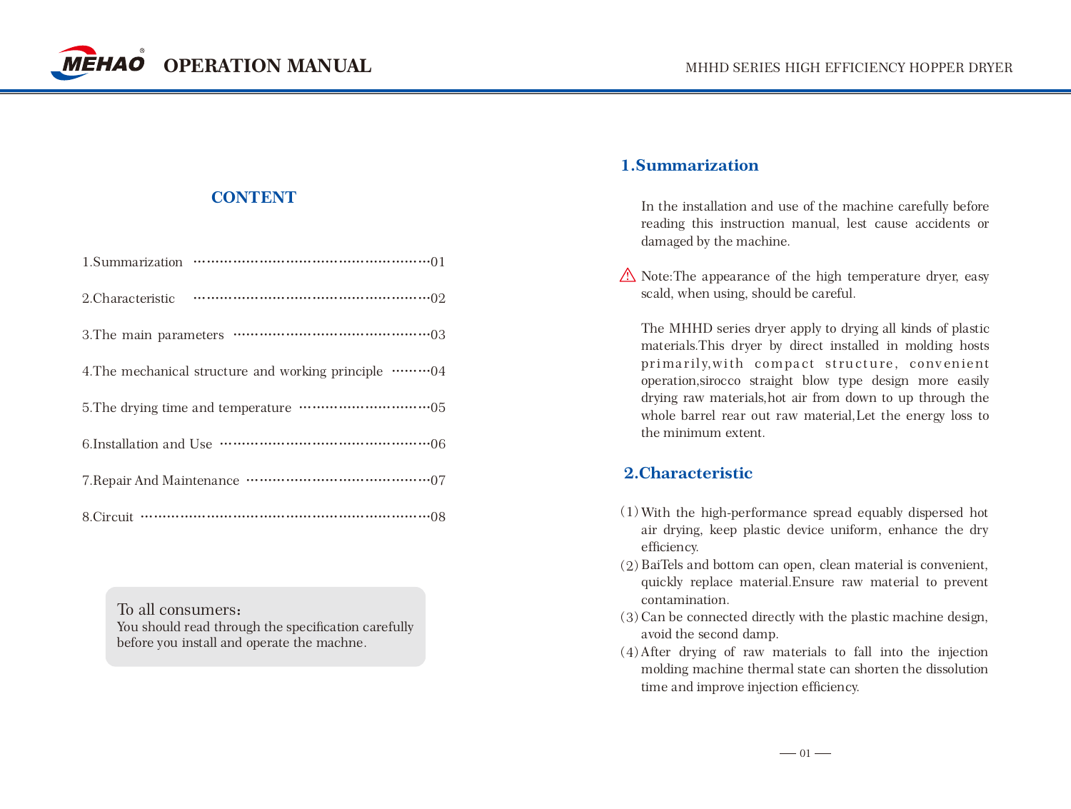## CONTENT

1.Summarization ……………………………………………………01

2.Characteristic ……………………………………………………02

3.The main parameters …………………………………………03

4.The mechanical structure and working principle ………04

5.The drying time and temperature …………………………05

6.Installation and Use ……………………………………………06

7.Repair And Maintenance ………………………………………07

8.Circuit ………………………………………………………………08

> To all consumers：
> You should read through the specification carefully before you install and operate the machne.

## 1.Summarization

In the installation and use of the machine carefully before reading this instruction manual, lest cause accidents or damaged by the machine.

⚠ Note:The appearance of the high temperature dryer, easy scald, when using, should be careful.

The MHHD series dryer apply to drying all kinds of plastic materials.This dryer by direct installed in molding hosts primarily,with compact structure, convenient operation,sirocco straight blow type design more easily drying raw materials,hot air from down to up through the whole barrel rear out raw material,Let the energy loss to the minimum extent.

## 2.Characteristic

(1) With the high-performance spread equably dispersed hot air drying, keep plastic device uniform, enhance the dry efficiency.

(2) BaiTels and bottom can open, clean material is convenient, quickly replace material.Ensure raw material to prevent contamination.

(3) Can be connected directly with the plastic machine design, avoid the second damp.

(4) After drying of raw materials to fall into the injection molding machine thermal state can shorten the dissolution time and improve injection efficiency.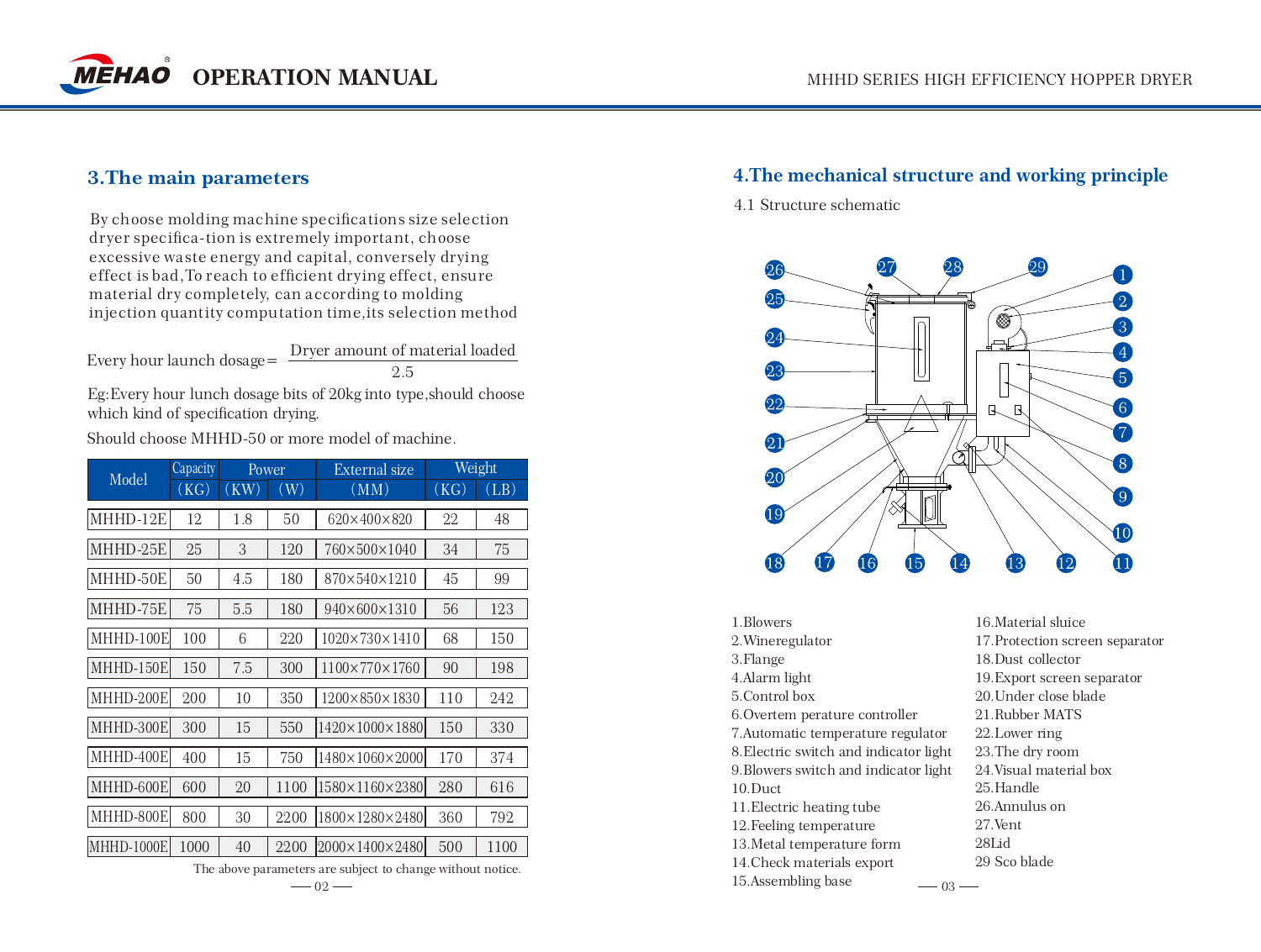## 3.The main parameters

By choose molding machine specifications size selection dryer specifica-tion is extremely important, choose excessive waste energy and capital, conversely drying effect is bad,To reach to efficient drying effect, ensure material dry completely, can according to molding injection quantity computation time,its selection method

$$\text{Every hour launch dosage} = \frac{\text{Dryer amount of material loaded}}{2.5}$$

Eg:Every hour lunch dosage bits of 20kg into type,should choose which kind of specification drying.

Should choose MHHD-50 or more model of machine.

| Model | Capacity | Power | | External size | Weight | |
|---|---|---|---|---|---|---|
| | (KG) | (KW) | (W) | (MM) | (KG) | (LB) |
| MHHD-12E | 12 | 1.8 | 50 | 620×400×820 | 22 | 48 |
| MHHD-25E | 25 | 3 | 120 | 760×500×1040 | 34 | 75 |
| MHHD-50E | 50 | 4.5 | 180 | 870×540×1210 | 45 | 99 |
| MHHD-75E | 75 | 5.5 | 180 | 940×600×1310 | 56 | 123 |
| MHHD-100E | 100 | 6 | 220 | 1020×730×1410 | 68 | 150 |
| MHHD-150E | 150 | 7.5 | 300 | 1100×770×1760 | 90 | 198 |
| MHHD-200E | 200 | 10 | 350 | 1200×850×1830 | 110 | 242 |
| MHHD-300E | 300 | 15 | 550 | 1420×1000×1880 | 150 | 330 |
| MHHD-400E | 400 | 15 | 750 | 1480×1060×2000 | 170 | 374 |
| MHHD-600E | 600 | 20 | 1100 | 1580×1160×2380 | 280 | 616 |
| MHHD-800E | 800 | 30 | 2200 | 1800×1280×2480 | 360 | 792 |
| MHHD-1000E | 1000 | 40 | 2200 | 2000×1400×2480 | 500 | 1100 |

The above parameters are subject to change without notice.

## 4.The mechanical structure and working principle

4.1 Structure schematic

1.Blowers
2.Wineregulator
3.Flange
4.Alarm light
5.Control box
6.Overtem perature controller
7.Automatic temperature regulator
8.Electric switch and indicator light
9.Blowers switch and indicator light
10.Duct
11.Electric heating tube
12.Feeling temperature
13.Metal temperature form
14.Check materials export
15.Assembling base
16.Material sluice
17.Protection screen separator
18.Dust collector
19.Export screen separator
20.Under close blade
21.Rubber MATS
22.Lower ring
23.The dry room
24.Visual material box
25.Handle
26.Annulus on
27.Vent
28Lid
29 Sco blade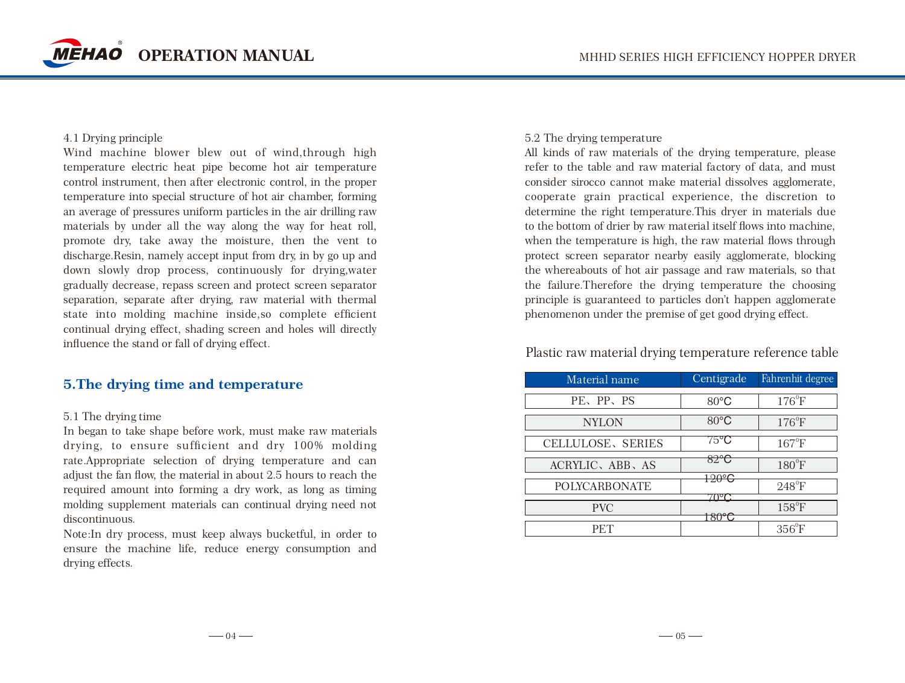4.1 Drying principle

Wind machine blower blew out of wind,through high temperature electric heat pipe become hot air temperature control instrument, then after electronic control, in the proper temperature into special structure of hot air chamber, forming an average of pressures uniform particles in the air drilling raw materials by under all the way along the way for heat roll, promote dry, take away the moisture, then the vent to discharge.Resin, namely accept input from dry, in by go up and down slowly drop process, continuously for drying,water gradually decrease, repass screen and protect screen separator separation, separate after drying, raw material with thermal state into molding machine inside,so complete efficient continual drying effect, shading screen and holes will directly influence the stand or fall of drying effect.

## 5.The drying time and temperature

5.1 The drying time

In began to take shape before work, must make raw materials drying, to ensure sufficient and dry 100% molding rate.Appropriate selection of drying temperature and can adjust the fan flow, the material in about 2.5 hours to reach the required amount into forming a dry work, as long as timing molding supplement materials can continual drying need not discontinuous.

Note:In dry process, must keep always bucketful, in order to ensure the machine life, reduce energy consumption and drying effects.

5.2 The drying temperature

All kinds of raw materials of the drying temperature, please refer to the table and raw material factory of data, and must consider sirocco cannot make material dissolves agglomerate, cooperate grain practical experience, the discretion to determine the right temperature.This dryer in materials due to the bottom of drier by raw material itself flows into machine, when the temperature is high, the raw material flows through protect screen separator nearby easily agglomerate, blocking the whereabouts of hot air passage and raw materials, so that the failure.Therefore the drying temperature the choosing principle is guaranteed to particles don't happen agglomerate phenomenon under the premise of get good drying effect.

Plastic raw material drying temperature reference table

| Material name | Centigrade | Fahrenhit degree |
|---|---|---|
| PE、PP、PS | 80°C | 176°F |
| NYLON | 80°C | 176°F |
| CELLULOSE、SERIES | 75°C | 167°F |
| ACRYLIC、ABB、AS | 82°C | 180°F |
| POLYCARBONATE | 120°C | 248°F |
| PVC | 70°C | 158°F |
| PET | 180°C | 356°F |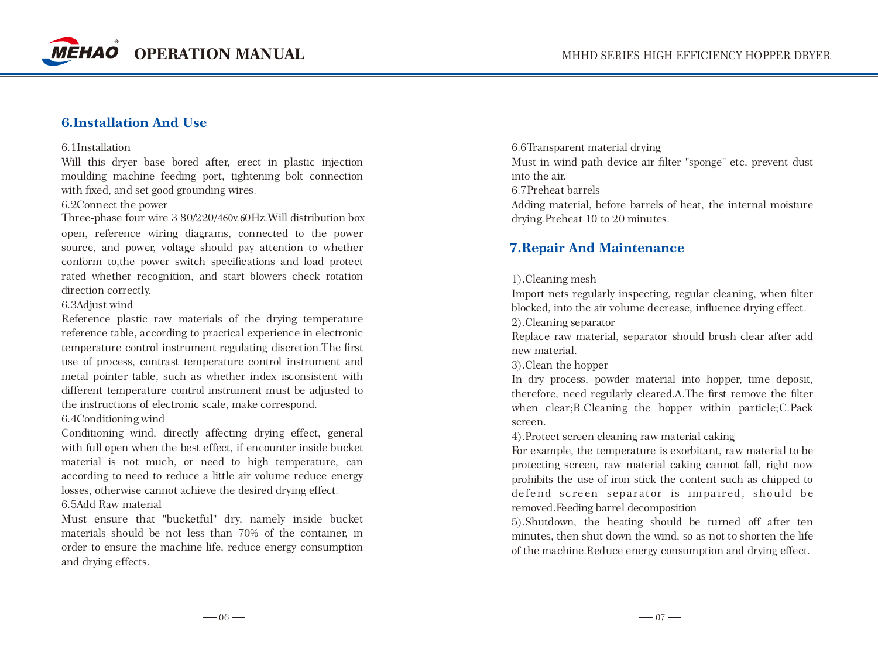## 6.Installation And Use

6.1Installation

Will this dryer base bored after, erect in plastic injection moulding machine feeding port, tightening bolt connection with fixed, and set good grounding wires.

6.2Connect the power

Three-phase four wire 3 80/220/460v.60Hz.Will distribution box open, reference wiring diagrams, connected to the power source, and power, voltage should pay attention to whether conform to,the power switch specifications and load protect rated whether recognition, and start blowers check rotation direction correctly.

6.3Adjust wind

Reference plastic raw materials of the drying temperature reference table, according to practical experience in electronic temperature control instrument regulating discretion.The first use of process, contrast temperature control instrument and metal pointer table, such as whether index isconsistent with different temperature control instrument must be adjusted to the instructions of electronic scale, make correspond.

6.4Conditioning wind

Conditioning wind, directly affecting drying effect, general with full open when the best effect, if encounter inside bucket material is not much, or need to high temperature, can according to need to reduce a little air volume reduce energy losses, otherwise cannot achieve the desired drying effect.

6.5Add Raw material

Must ensure that "bucketful" dry, namely inside bucket materials should be not less than 70% of the container, in order to ensure the machine life, reduce energy consumption and drying effects.

6.6Transparent material drying

Must in wind path device air filter "sponge" etc, prevent dust into the air.

6.7Preheat barrels

Adding material, before barrels of heat, the internal moisture drying.Preheat 10 to 20 minutes.

## 7.Repair And Maintenance

1).Cleaning mesh

Import nets regularly inspecting, regular cleaning, when filter blocked, into the air volume decrease, influence drying effect.

2).Cleaning separator

Replace raw material, separator should brush clear after add new material.

3).Clean the hopper

In dry process, powder material into hopper, time deposit, therefore, need regularly cleared.A.The first remove the filter when clear;B.Cleaning the hopper within particle;C.Pack screen.

4).Protect screen cleaning raw material caking

For example, the temperature is exorbitant, raw material to be protecting screen, raw material caking cannot fall, right now prohibits the use of iron stick the content such as chipped to defend screen separator is impaired, should be removed.Feeding barrel decomposition

5).Shutdown, the heating should be turned off after ten minutes, then shut down the wind, so as not to shorten the life of the machine.Reduce energy consumption and drying effect.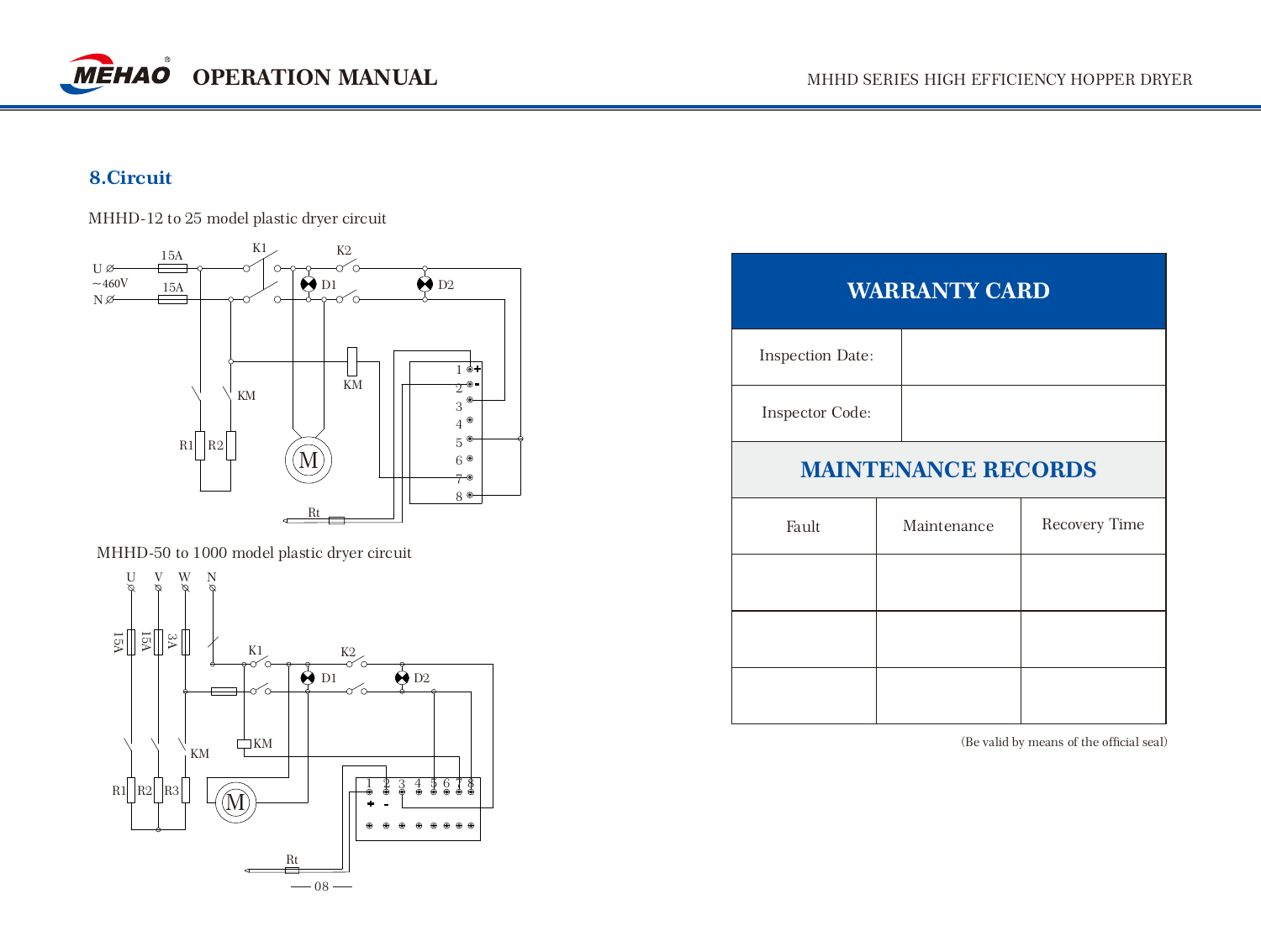## 8.Circuit

MHHD-12 to 25 model plastic dryer circuit

U
~460V
N
15A
15A
K1
K2
D1
D2
KM
KM
R1
R2
M
Rt
1 +
2 -
3
4
5
6
7
8

MHHD-50 to 1000 model plastic dryer circuit

U V W N
15A 15A 3A
K1
K2
D1
D2
KM
KM
R1 R2 R3
M
Rt
1 2 3 4 5 6 7 8
+ -

| WARRANTY CARD | |
|---|---|
| Inspection Date: | |
| Inspector Code: | |

**MAINTENANCE RECORDS**

| Fault | Maintenance | Recovery Time |
|---|---|---|
| | | |
| | | |
| | | |

(Be valid by means of the official seal)